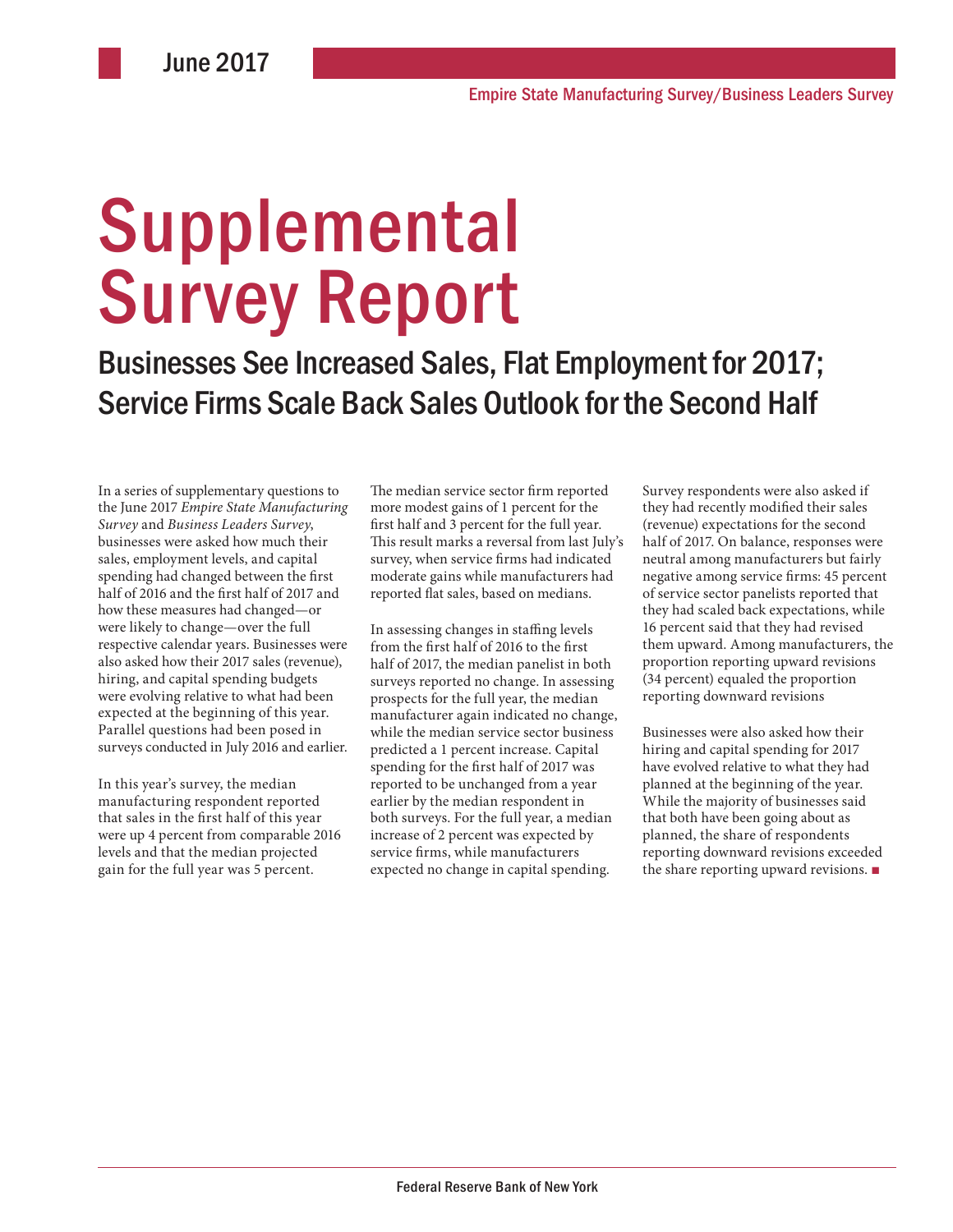June 2017

Empire State Manufacturing Survey/Business Leaders Survey

# Supplemental Survey Report

## Businesses See Increased Sales, Flat Employment for 2017; Service Firms Scale Back Sales Outlook for the Second Half

In a series of supplementary questions to the June 2017 *Empire State Manufacturing Survey* and *Business Leaders Survey*, businesses were asked how much their sales, employment levels, and capital spending had changed between the first half of 2016 and the first half of 2017 and how these measures had changed—or were likely to change—over the full respective calendar years. Businesses were also asked how their 2017 sales (revenue), hiring, and capital spending budgets were evolving relative to what had been expected at the beginning of this year. Parallel questions had been posed in surveys conducted in July 2016 and earlier.

In this year's survey, the median manufacturing respondent reported that sales in the first half of this year were up 4 percent from comparable 2016 levels and that the median projected gain for the full year was 5 percent.

The median service sector firm reported more modest gains of 1 percent for the first half and 3 percent for the full year. This result marks a reversal from last July's survey, when service firms had indicated moderate gains while manufacturers had reported flat sales, based on medians.

In assessing changes in staffing levels from the first half of 2016 to the first half of 2017, the median panelist in both surveys reported no change. In assessing prospects for the full year, the median manufacturer again indicated no change, while the median service sector business predicted a 1 percent increase. Capital spending for the first half of 2017 was reported to be unchanged from a year earlier by the median respondent in both surveys. For the full year, a median increase of 2 percent was expected by service firms, while manufacturers expected no change in capital spending.

Survey respondents were also asked if they had recently modified their sales (revenue) expectations for the second half of 2017. On balance, responses were neutral among manufacturers but fairly negative among service firms: 45 percent of service sector panelists reported that they had scaled back expectations, while 16 percent said that they had revised them upward. Among manufacturers, the proportion reporting upward revisions (34 percent) equaled the proportion reporting downward revisions

Businesses were also asked how their hiring and capital spending for 2017 have evolved relative to what they had planned at the beginning of the year. While the majority of businesses said that both have been going about as planned, the share of respondents reporting downward revisions exceeded the share reporting upward revisions. ■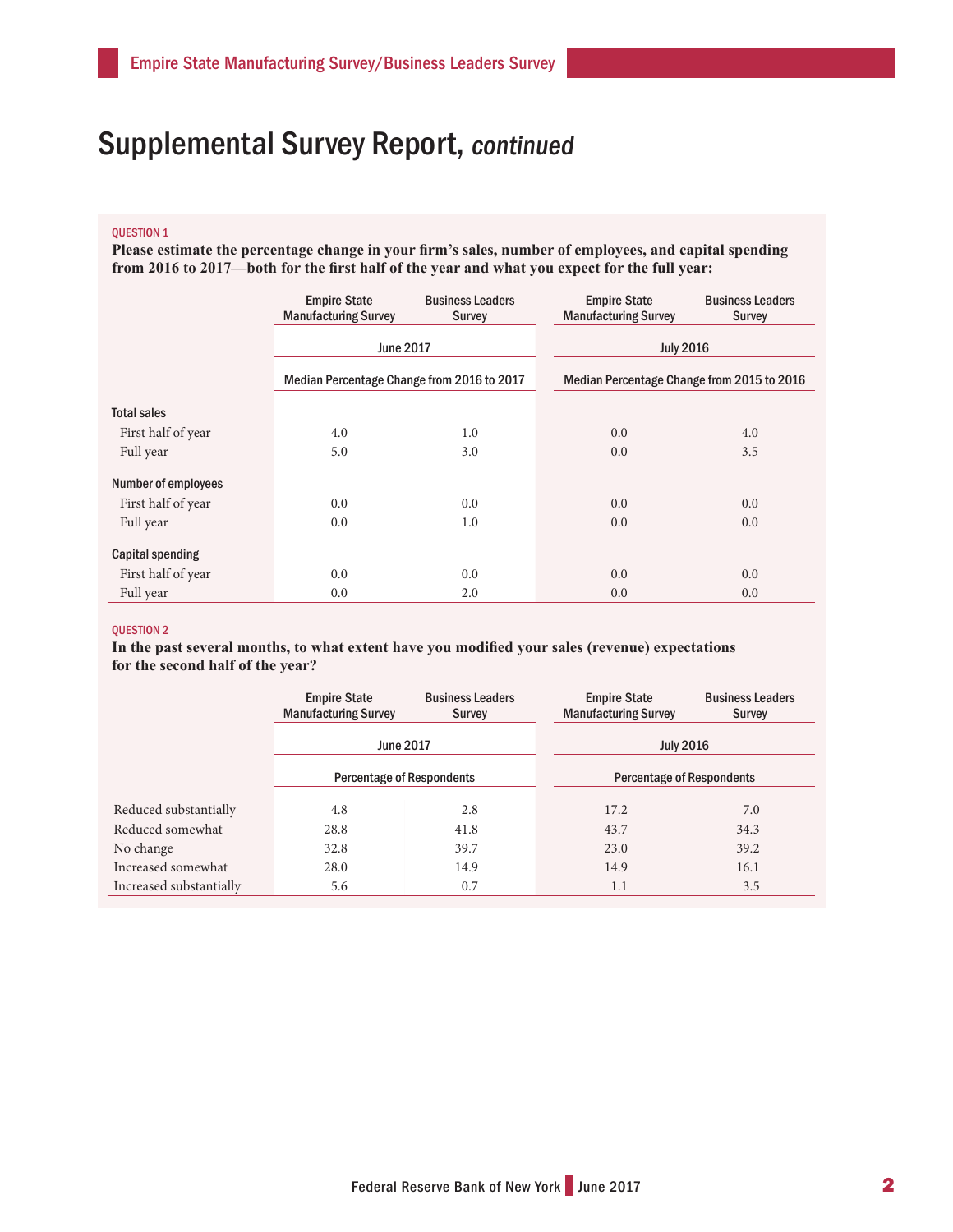# Supplemental Survey Report, *continued*

QUESTION 1

**Please estimate the percentage change in your firm's sales, number of employees, and capital spending from 2016 to 2017—both for the first half of the year and what you expect for the full year:**

| | Empire State Manufacturing Survey | Business Leaders Survey | Empire State Manufacturing Survey | Business Leaders Survey |
|---|---|---|---|---|
| | June 2017 | | July 2016 | |
| | Median Percentage Change from 2016 to 2017 | | Median Percentage Change from 2015 to 2016 | |
| **Total sales** | | | | |
| First half of year | 4.0 | 1.0 | 0.0 | 4.0 |
| Full year | 5.0 | 3.0 | 0.0 | 3.5 |
| **Number of employees** | | | | |
| First half of year | 0.0 | 0.0 | 0.0 | 0.0 |
| Full year | 0.0 | 1.0 | 0.0 | 0.0 |
| **Capital spending** | | | | |
| First half of year | 0.0 | 0.0 | 0.0 | 0.0 |
| Full year | 0.0 | 2.0 | 0.0 | 0.0 |

QUESTION 2

**In the past several months, to what extent have you modified your sales (revenue) expectations for the second half of the year?**

| | Empire State Manufacturing Survey | Business Leaders Survey | Empire State Manufacturing Survey | Business Leaders Survey |
|---|---|---|---|---|
| | June 2017 | | July 2016 | |
| | Percentage of Respondents | | Percentage of Respondents | |
| Reduced substantially | 4.8 | 2.8 | 17.2 | 7.0 |
| Reduced somewhat | 28.8 | 41.8 | 43.7 | 34.3 |
| No change | 32.8 | 39.7 | 23.0 | 39.2 |
| Increased somewhat | 28.0 | 14.9 | 14.9 | 16.1 |
| Increased substantially | 5.6 | 0.7 | 1.1 | 3.5 |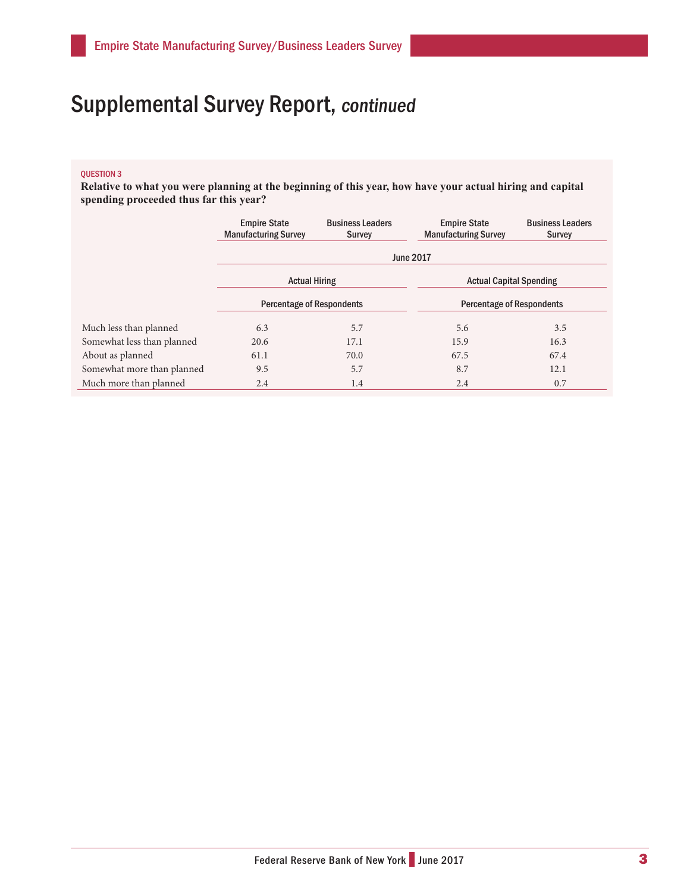# Supplemental Survey Report, *continued*

QUESTION 3

**Relative to what you were planning at the beginning of this year, how have your actual hiring and capital spending proceeded thus far this year?**

| | Empire State Manufacturing Survey | Business Leaders Survey | Empire State Manufacturing Survey | Business Leaders Survey |
|---|---|---|---|---|
| | June 2017 | | | |
| | Actual Hiring | | Actual Capital Spending | |
| | Percentage of Respondents | | Percentage of Respondents | |
| Much less than planned | 6.3 | 5.7 | 5.6 | 3.5 |
| Somewhat less than planned | 20.6 | 17.1 | 15.9 | 16.3 |
| About as planned | 61.1 | 70.0 | 67.5 | 67.4 |
| Somewhat more than planned | 9.5 | 5.7 | 8.7 | 12.1 |
| Much more than planned | 2.4 | 1.4 | 2.4 | 0.7 |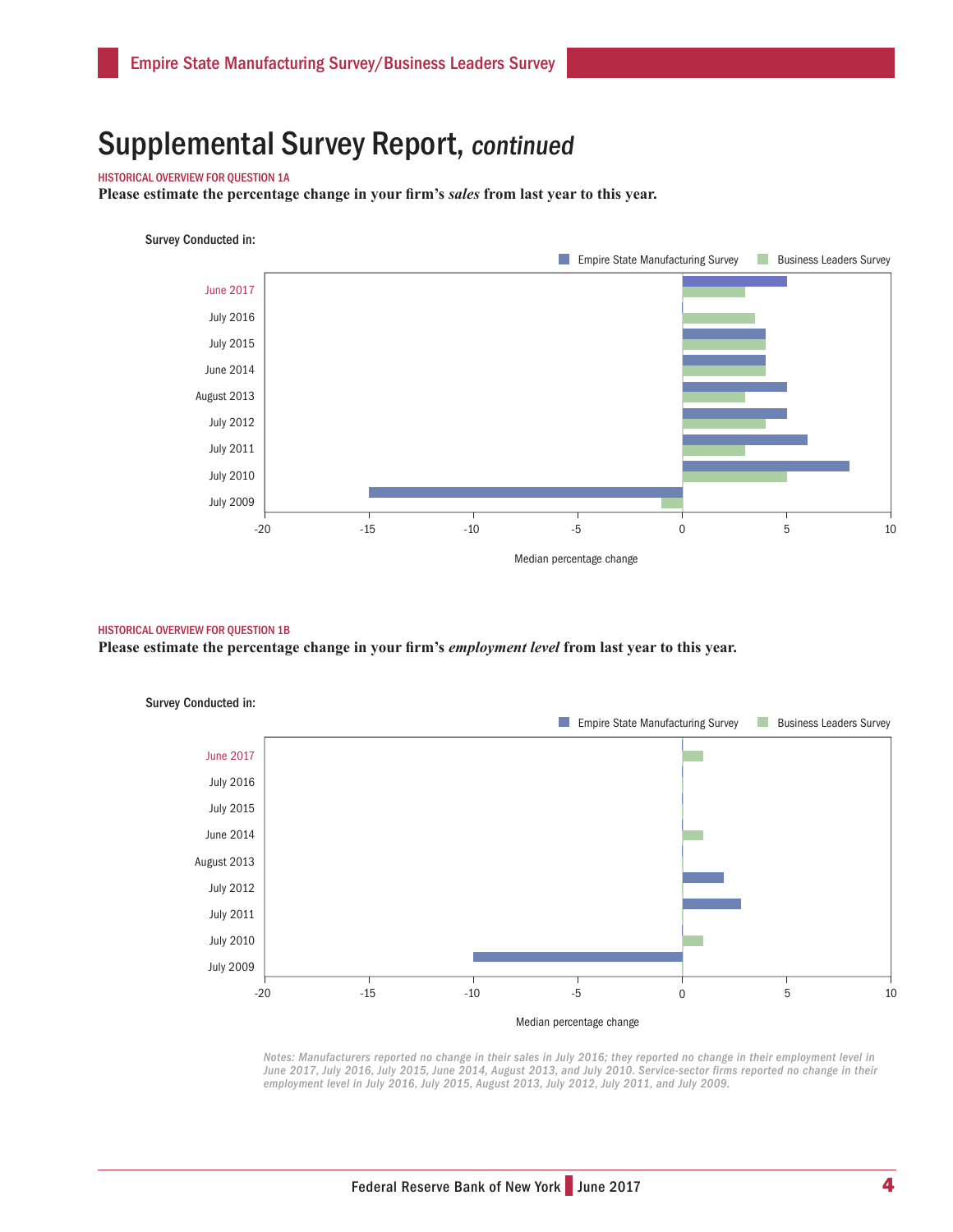# Supplemental Survey Report, *continued*

HISTORICAL OVERVIEW FOR QUESTION 1A

**Please estimate the percentage change in your firm's *sales* from last year to this year.**

Survey Conducted in:

Empire State Manufacturing Survey | Business Leaders Survey

June 2017
July 2016
July 2015
June 2014
August 2013
July 2012
July 2011
July 2010
July 2009

-20 -15 -10 -5 0 5 10

Median percentage change

HISTORICAL OVERVIEW FOR QUESTION 1B

**Please estimate the percentage change in your firm's *employment level* from last year to this year.**

Survey Conducted in:

Empire State Manufacturing Survey | Business Leaders Survey

June 2017
July 2016
July 2015
June 2014
August 2013
July 2012
July 2011
July 2010
July 2009

-20 -15 -10 -5 0 5 10

Median percentage change

*Notes: Manufacturers reported no change in their sales in July 2016; they reported no change in their employment level in June 2017, July 2016, July 2015, June 2014, August 2013, and July 2010. Service-sector firms reported no change in their employment level in July 2016, July 2015, August 2013, July 2012, July 2011, and July 2009.*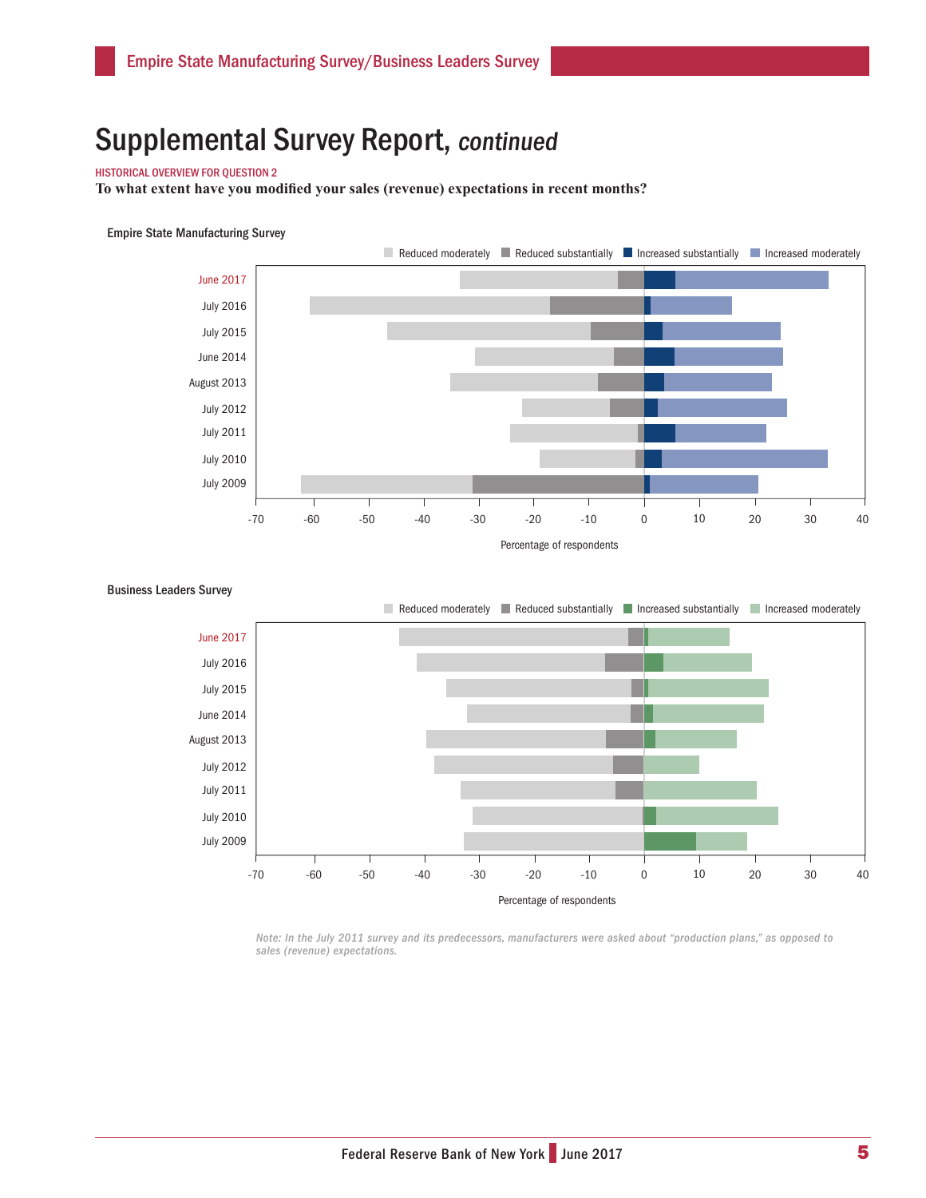# Supplemental Survey Report, *continued*

HISTORICAL OVERVIEW FOR QUESTION 2

**To what extent have you modified your sales (revenue) expectations in recent months?**

Empire State Manufacturing Survey

Reduced moderately
Reduced substantially
Increased substantially
Increased moderately

June 2017
July 2016
July 2015
June 2014
August 2013
July 2012
July 2011
July 2010
July 2009

-70 -60 -50 -40 -30 -20 -10 0 10 20 30 40

Percentage of respondents

Business Leaders Survey

Reduced moderately
Reduced substantially
Increased substantially
Increased moderately

June 2017
July 2016
July 2015
June 2014
August 2013
July 2012
July 2011
July 2010
July 2009

-70 -60 -50 -40 -30 -20 -10 0 10 20 30 40

Percentage of respondents

*Note: In the July 2011 survey and its predecessors, manufacturers were asked about "production plans," as opposed to sales (revenue) expectations.*